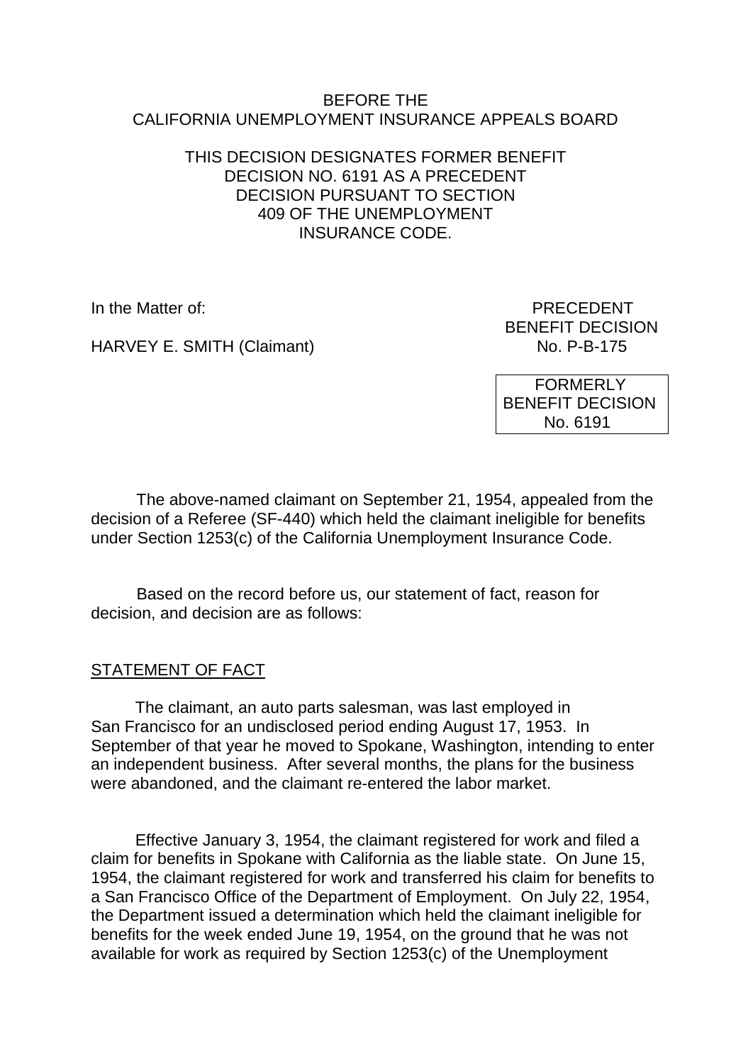BEFORE THE
CALIFORNIA UNEMPLOYMENT INSURANCE APPEALS BOARD

THIS DECISION DESIGNATES FORMER BENEFIT DECISION NO. 6191 AS A PRECEDENT DECISION PURSUANT TO SECTION 409 OF THE UNEMPLOYMENT INSURANCE CODE.

In the Matter of:

HARVEY E. SMITH (Claimant)

PRECEDENT
BENEFIT DECISION
No. P-B-175

FORMERLY
BENEFIT DECISION
No. 6191

The above-named claimant on September 21, 1954, appealed from the decision of a Referee (SF-440) which held the claimant ineligible for benefits under Section 1253(c) of the California Unemployment Insurance Code.

Based on the record before us, our statement of fact, reason for decision, and decision are as follows:

## STATEMENT OF FACT

The claimant, an auto parts salesman, was last employed in San Francisco for an undisclosed period ending August 17, 1953. In September of that year he moved to Spokane, Washington, intending to enter an independent business. After several months, the plans for the business were abandoned, and the claimant re-entered the labor market.

Effective January 3, 1954, the claimant registered for work and filed a claim for benefits in Spokane with California as the liable state. On June 15, 1954, the claimant registered for work and transferred his claim for benefits to a San Francisco Office of the Department of Employment. On July 22, 1954, the Department issued a determination which held the claimant ineligible for benefits for the week ended June 19, 1954, on the ground that he was not available for work as required by Section 1253(c) of the Unemployment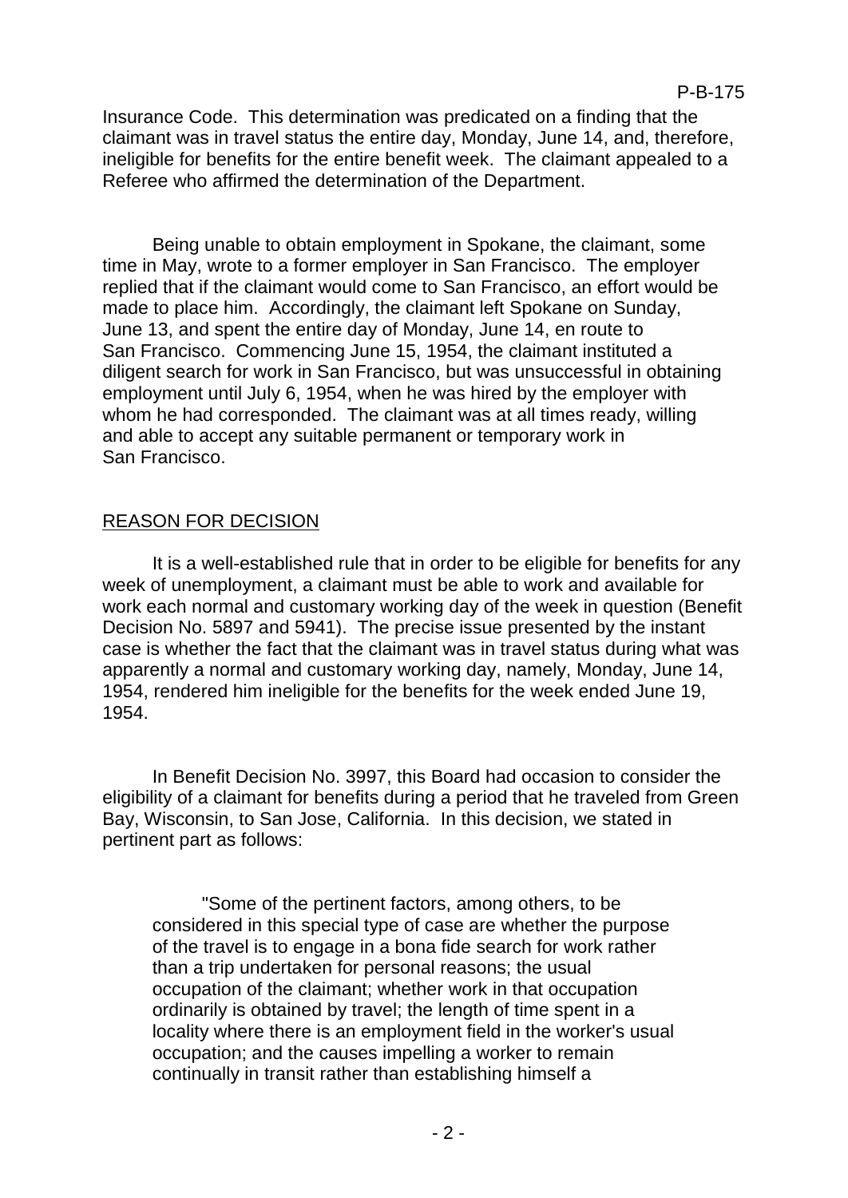Insurance Code. This determination was predicated on a finding that the claimant was in travel status the entire day, Monday, June 14, and, therefore, ineligible for benefits for the entire benefit week. The claimant appealed to a Referee who affirmed the determination of the Department.

Being unable to obtain employment in Spokane, the claimant, some time in May, wrote to a former employer in San Francisco. The employer replied that if the claimant would come to San Francisco, an effort would be made to place him. Accordingly, the claimant left Spokane on Sunday, June 13, and spent the entire day of Monday, June 14, en route to San Francisco. Commencing June 15, 1954, the claimant instituted a diligent search for work in San Francisco, but was unsuccessful in obtaining employment until July 6, 1954, when he was hired by the employer with whom he had corresponded. The claimant was at all times ready, willing and able to accept any suitable permanent or temporary work in San Francisco.

## REASON FOR DECISION

It is a well-established rule that in order to be eligible for benefits for any week of unemployment, a claimant must be able to work and available for work each normal and customary working day of the week in question (Benefit Decision No. 5897 and 5941). The precise issue presented by the instant case is whether the fact that the claimant was in travel status during what was apparently a normal and customary working day, namely, Monday, June 14, 1954, rendered him ineligible for the benefits for the week ended June 19, 1954.

In Benefit Decision No. 3997, this Board had occasion to consider the eligibility of a claimant for benefits during a period that he traveled from Green Bay, Wisconsin, to San Jose, California. In this decision, we stated in pertinent part as follows:

> "Some of the pertinent factors, among others, to be considered in this special type of case are whether the purpose of the travel is to engage in a bona fide search for work rather than a trip undertaken for personal reasons; the usual occupation of the claimant; whether work in that occupation ordinarily is obtained by travel; the length of time spent in a locality where there is an employment field in the worker's usual occupation; and the causes impelling a worker to remain continually in transit rather than establishing himself a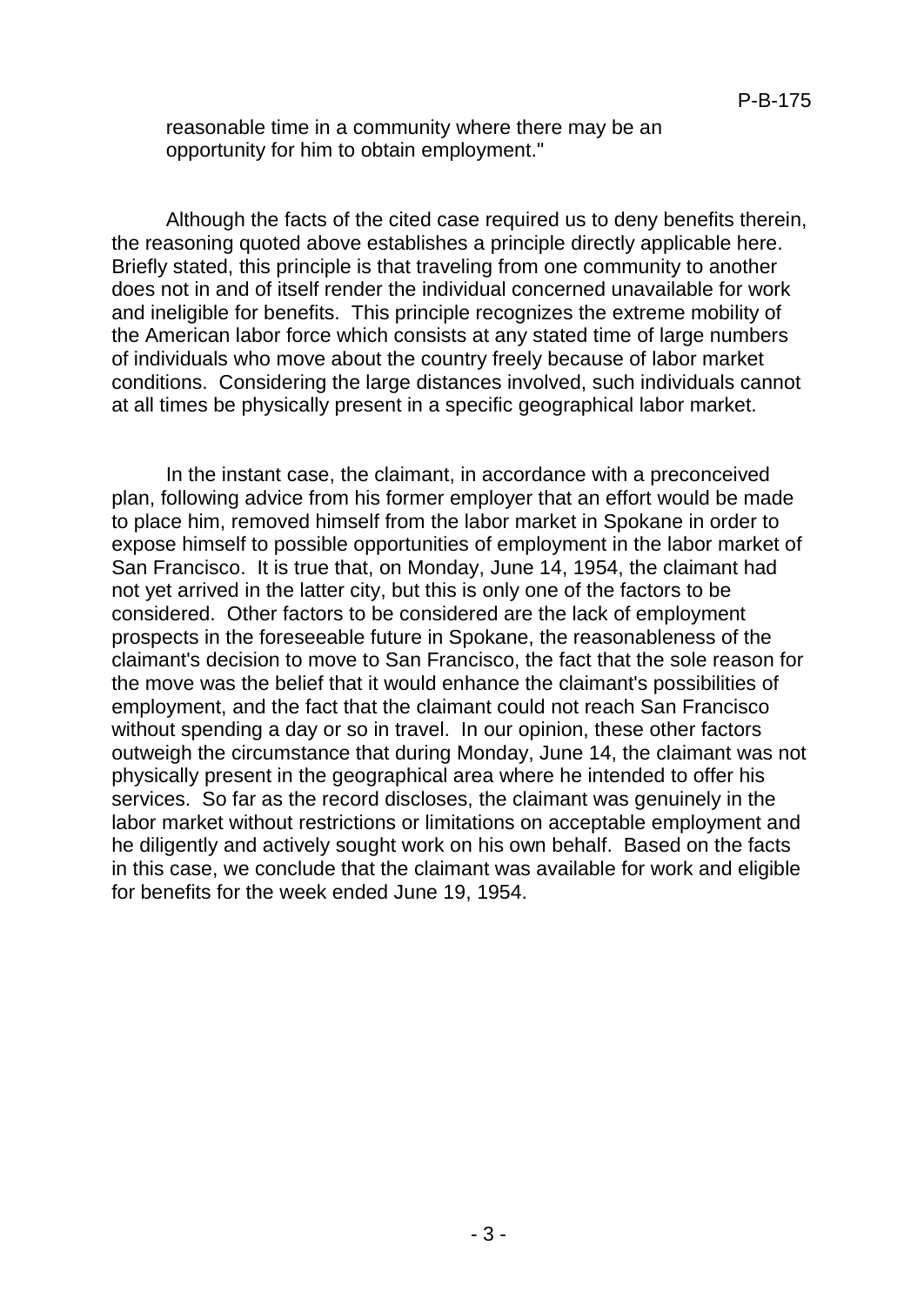> reasonable time in a community where there may be an opportunity for him to obtain employment."

Although the facts of the cited case required us to deny benefits therein, the reasoning quoted above establishes a principle directly applicable here. Briefly stated, this principle is that traveling from one community to another does not in and of itself render the individual concerned unavailable for work and ineligible for benefits. This principle recognizes the extreme mobility of the American labor force which consists at any stated time of large numbers of individuals who move about the country freely because of labor market conditions. Considering the large distances involved, such individuals cannot at all times be physically present in a specific geographical labor market.

In the instant case, the claimant, in accordance with a preconceived plan, following advice from his former employer that an effort would be made to place him, removed himself from the labor market in Spokane in order to expose himself to possible opportunities of employment in the labor market of San Francisco. It is true that, on Monday, June 14, 1954, the claimant had not yet arrived in the latter city, but this is only one of the factors to be considered. Other factors to be considered are the lack of employment prospects in the foreseeable future in Spokane, the reasonableness of the claimant's decision to move to San Francisco, the fact that the sole reason for the move was the belief that it would enhance the claimant's possibilities of employment, and the fact that the claimant could not reach San Francisco without spending a day or so in travel. In our opinion, these other factors outweigh the circumstance that during Monday, June 14, the claimant was not physically present in the geographical area where he intended to offer his services. So far as the record discloses, the claimant was genuinely in the labor market without restrictions or limitations on acceptable employment and he diligently and actively sought work on his own behalf. Based on the facts in this case, we conclude that the claimant was available for work and eligible for benefits for the week ended June 19, 1954.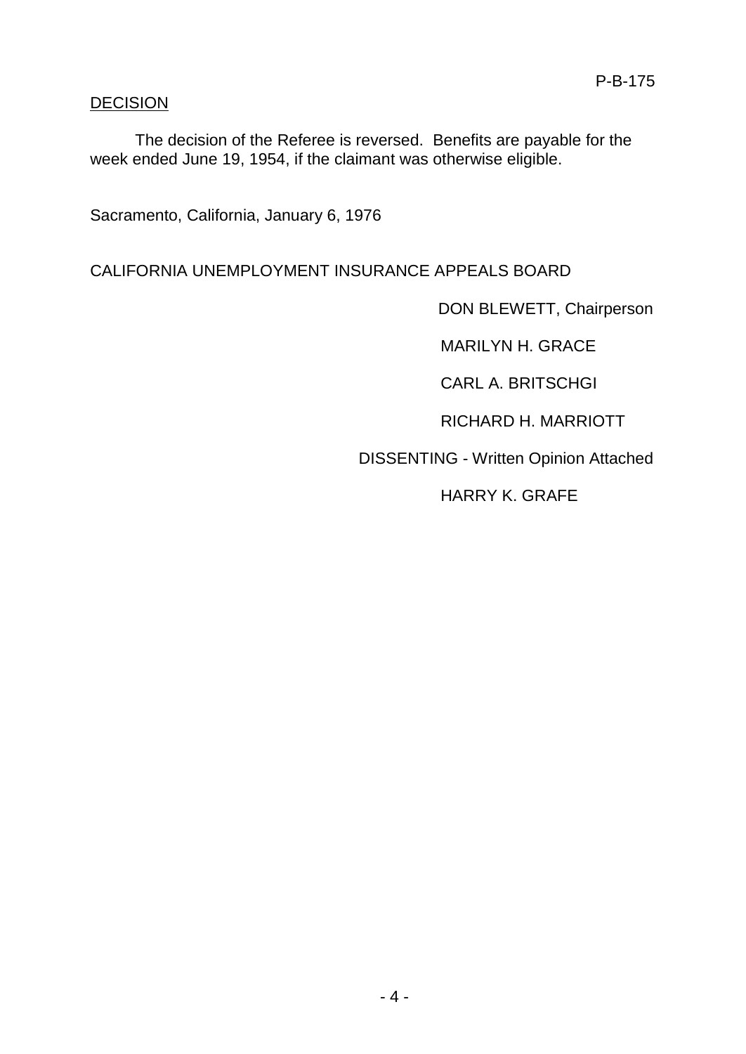## DECISION

The decision of the Referee is reversed. Benefits are payable for the week ended June 19, 1954, if the claimant was otherwise eligible.

Sacramento, California, January 6, 1976

CALIFORNIA UNEMPLOYMENT INSURANCE APPEALS BOARD

DON BLEWETT, Chairperson

MARILYN H. GRACE

CARL A. BRITSCHGI

RICHARD H. MARRIOTT

DISSENTING - Written Opinion Attached

HARRY K. GRAFE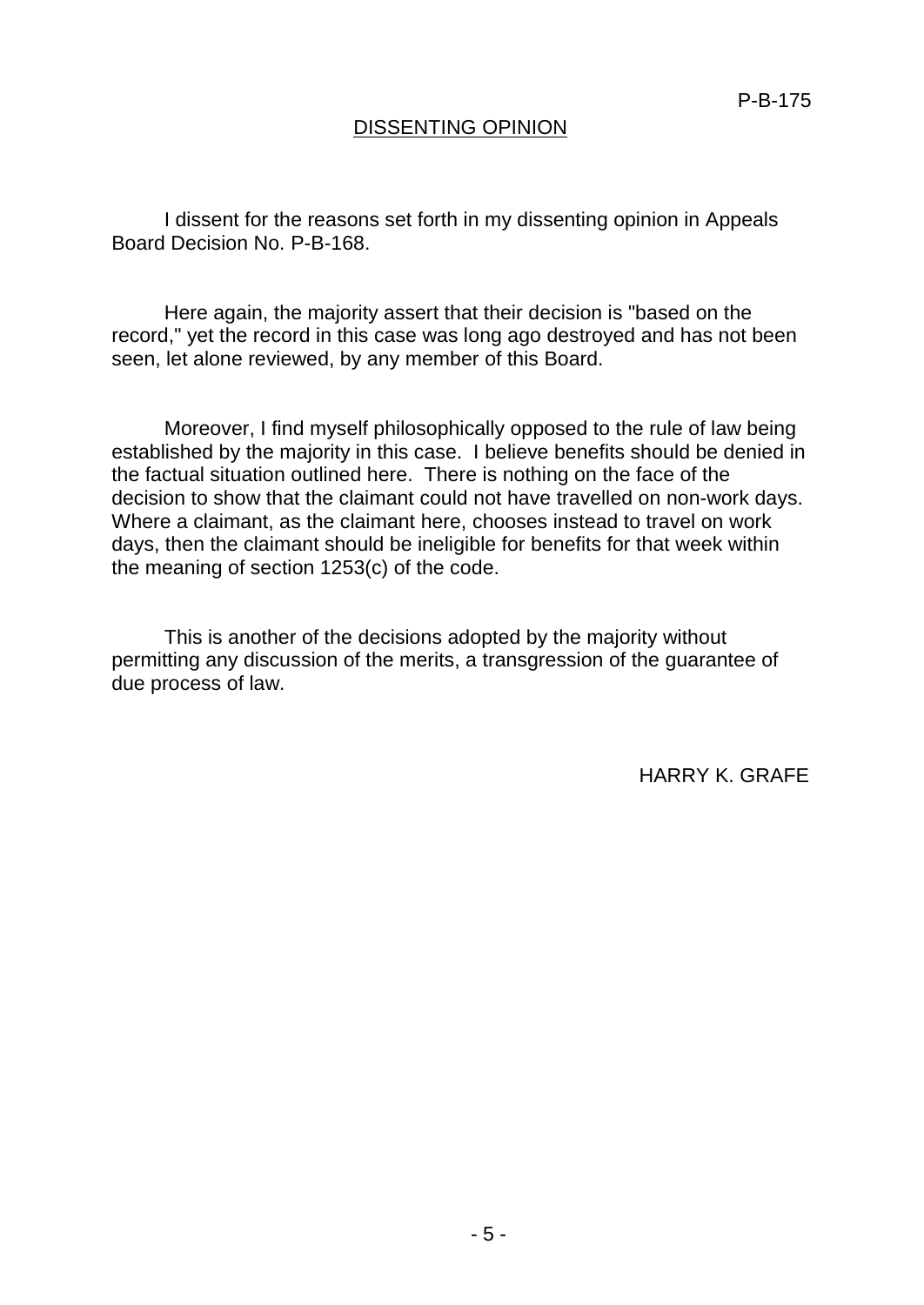P-B-175

## DISSENTING OPINION

I dissent for the reasons set forth in my dissenting opinion in Appeals Board Decision No. P-B-168.

Here again, the majority assert that their decision is "based on the record," yet the record in this case was long ago destroyed and has not been seen, let alone reviewed, by any member of this Board.

Moreover, I find myself philosophically opposed to the rule of law being established by the majority in this case. I believe benefits should be denied in the factual situation outlined here. There is nothing on the face of the decision to show that the claimant could not have travelled on non-work days. Where a claimant, as the claimant here, chooses instead to travel on work days, then the claimant should be ineligible for benefits for that week within the meaning of section 1253(c) of the code.

This is another of the decisions adopted by the majority without permitting any discussion of the merits, a transgression of the guarantee of due process of law.

HARRY K. GRAFE